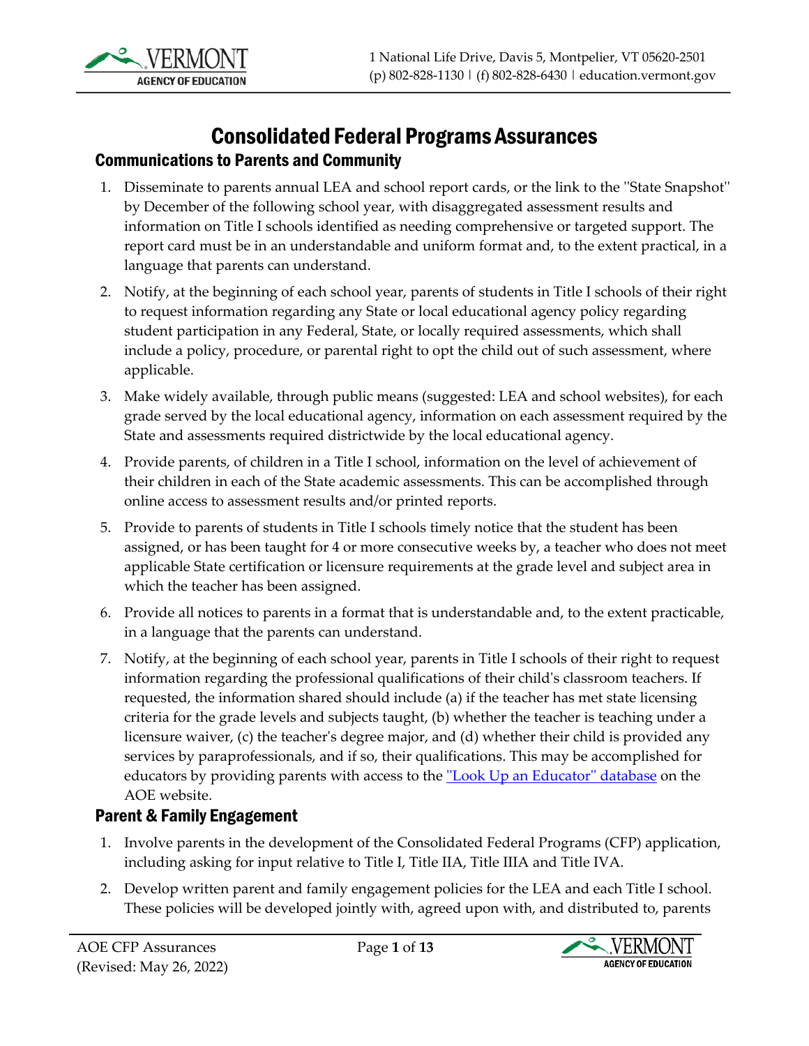# Consolidated Federal Programs Assurances

## Communications to Parents and Community

1. Disseminate to parents annual LEA and school report cards, or the link to the "State Snapshot" by December of the following school year, with disaggregated assessment results and information on Title I schools identified as needing comprehensive or targeted support. The report card must be in an understandable and uniform format and, to the extent practical, in a language that parents can understand.
2. Notify, at the beginning of each school year, parents of students in Title I schools of their right to request information regarding any State or local educational agency policy regarding student participation in any Federal, State, or locally required assessments, which shall include a policy, procedure, or parental right to opt the child out of such assessment, where applicable.
3. Make widely available, through public means (suggested: LEA and school websites), for each grade served by the local educational agency, information on each assessment required by the State and assessments required districtwide by the local educational agency.
4. Provide parents, of children in a Title I school, information on the level of achievement of their children in each of the State academic assessments. This can be accomplished through online access to assessment results and/or printed reports.
5. Provide to parents of students in Title I schools timely notice that the student has been assigned, or has been taught for 4 or more consecutive weeks by, a teacher who does not meet applicable State certification or licensure requirements at the grade level and subject area in which the teacher has been assigned.
6. Provide all notices to parents in a format that is understandable and, to the extent practicable, in a language that the parents can understand.
7. Notify, at the beginning of each school year, parents in Title I schools of their right to request information regarding the professional qualifications of their child's classroom teachers. If requested, the information shared should include (a) if the teacher has met state licensing criteria for the grade levels and subjects taught, (b) whether the teacher is teaching under a licensure waiver, (c) the teacher's degree major, and (d) whether their child is provided any services by paraprofessionals, and if so, their qualifications. This may be accomplished for educators by providing parents with access to the "Look Up an Educator" database on the AOE website.

## Parent & Family Engagement

1. Involve parents in the development of the Consolidated Federal Programs (CFP) application, including asking for input relative to Title I, Title IIA, Title IIIA and Title IVA.
2. Develop written parent and family engagement policies for the LEA and each Title I school. These policies will be developed jointly with, agreed upon with, and distributed to, parents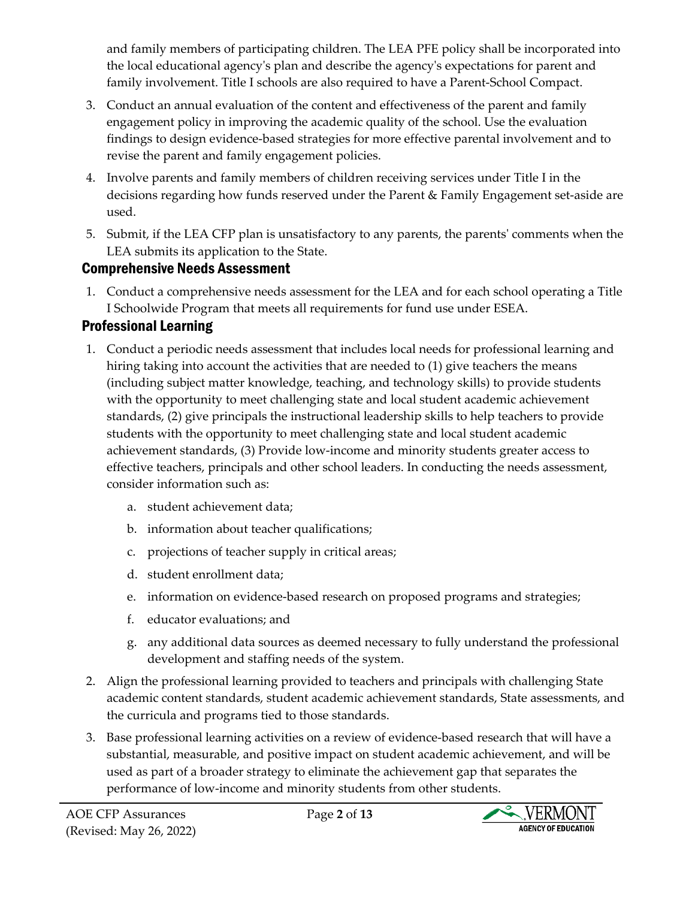and family members of participating children. The LEA PFE policy shall be incorporated into the local educational agency's plan and describe the agency's expectations for parent and family involvement. Title I schools are also required to have a Parent-School Compact.

3. Conduct an annual evaluation of the content and effectiveness of the parent and family engagement policy in improving the academic quality of the school. Use the evaluation findings to design evidence-based strategies for more effective parental involvement and to revise the parent and family engagement policies.
4. Involve parents and family members of children receiving services under Title I in the decisions regarding how funds reserved under the Parent & Family Engagement set-aside are used.
5. Submit, if the LEA CFP plan is unsatisfactory to any parents, the parents' comments when the LEA submits its application to the State.

## Comprehensive Needs Assessment

1. Conduct a comprehensive needs assessment for the LEA and for each school operating a Title I Schoolwide Program that meets all requirements for fund use under ESEA.

## Professional Learning

1. Conduct a periodic needs assessment that includes local needs for professional learning and hiring taking into account the activities that are needed to (1) give teachers the means (including subject matter knowledge, teaching, and technology skills) to provide students with the opportunity to meet challenging state and local student academic achievement standards, (2) give principals the instructional leadership skills to help teachers to provide students with the opportunity to meet challenging state and local student academic achievement standards, (3) Provide low-income and minority students greater access to effective teachers, principals and other school leaders. In conducting the needs assessment, consider information such as:
   a. student achievement data;
   b. information about teacher qualifications;
   c. projections of teacher supply in critical areas;
   d. student enrollment data;
   e. information on evidence-based research on proposed programs and strategies;
   f. educator evaluations; and
   g. any additional data sources as deemed necessary to fully understand the professional development and staffing needs of the system.
2. Align the professional learning provided to teachers and principals with challenging State academic content standards, student academic achievement standards, State assessments, and the curricula and programs tied to those standards.
3. Base professional learning activities on a review of evidence-based research that will have a substantial, measurable, and positive impact on student academic achievement, and will be used as part of a broader strategy to eliminate the achievement gap that separates the performance of low-income and minority students from other students.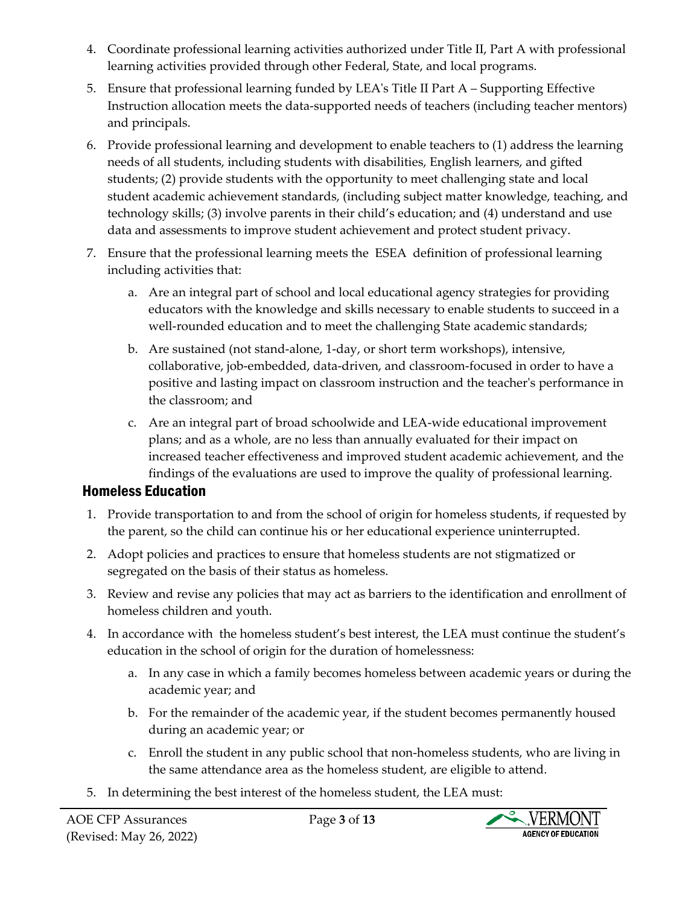4. Coordinate professional learning activities authorized under Title II, Part A with professional learning activities provided through other Federal, State, and local programs.
5. Ensure that professional learning funded by LEA's Title II Part A – Supporting Effective Instruction allocation meets the data-supported needs of teachers (including teacher mentors) and principals.
6. Provide professional learning and development to enable teachers to (1) address the learning needs of all students, including students with disabilities, English learners, and gifted students; (2) provide students with the opportunity to meet challenging state and local student academic achievement standards, (including subject matter knowledge, teaching, and technology skills; (3) involve parents in their child's education; and (4) understand and use data and assessments to improve student achievement and protect student privacy.
7. Ensure that the professional learning meets the ESEA definition of professional learning including activities that:
    a. Are an integral part of school and local educational agency strategies for providing educators with the knowledge and skills necessary to enable students to succeed in a well-rounded education and to meet the challenging State academic standards;
    b. Are sustained (not stand-alone, 1-day, or short term workshops), intensive, collaborative, job-embedded, data-driven, and classroom-focused in order to have a positive and lasting impact on classroom instruction and the teacher's performance in the classroom; and
    c. Are an integral part of broad schoolwide and LEA-wide educational improvement plans; and as a whole, are no less than annually evaluated for their impact on increased teacher effectiveness and improved student academic achievement, and the findings of the evaluations are used to improve the quality of professional learning.

## Homeless Education

1. Provide transportation to and from the school of origin for homeless students, if requested by the parent, so the child can continue his or her educational experience uninterrupted.
2. Adopt policies and practices to ensure that homeless students are not stigmatized or segregated on the basis of their status as homeless.
3. Review and revise any policies that may act as barriers to the identification and enrollment of homeless children and youth.
4. In accordance with the homeless student's best interest, the LEA must continue the student's education in the school of origin for the duration of homelessness:
    a. In any case in which a family becomes homeless between academic years or during the academic year; and
    b. For the remainder of the academic year, if the student becomes permanently housed during an academic year; or
    c. Enroll the student in any public school that non-homeless students, who are living in the same attendance area as the homeless student, are eligible to attend.
5. In determining the best interest of the homeless student, the LEA must: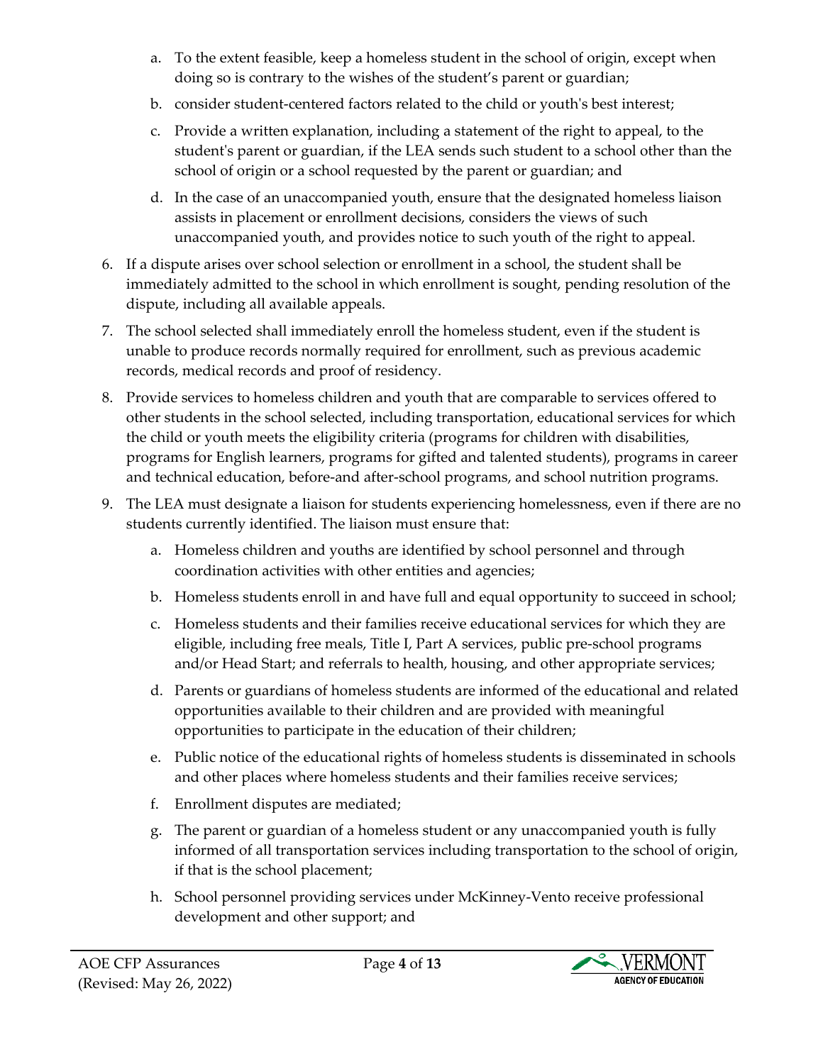a. To the extent feasible, keep a homeless student in the school of origin, except when doing so is contrary to the wishes of the student's parent or guardian;
   b. consider student-centered factors related to the child or youth's best interest;
   c. Provide a written explanation, including a statement of the right to appeal, to the student's parent or guardian, if the LEA sends such student to a school other than the school of origin or a school requested by the parent or guardian; and
   d. In the case of an unaccompanied youth, ensure that the designated homeless liaison assists in placement or enrollment decisions, considers the views of such unaccompanied youth, and provides notice to such youth of the right to appeal.

6. If a dispute arises over school selection or enrollment in a school, the student shall be immediately admitted to the school in which enrollment is sought, pending resolution of the dispute, including all available appeals.
7. The school selected shall immediately enroll the homeless student, even if the student is unable to produce records normally required for enrollment, such as previous academic records, medical records and proof of residency.
8. Provide services to homeless children and youth that are comparable to services offered to other students in the school selected, including transportation, educational services for which the child or youth meets the eligibility criteria (programs for children with disabilities, programs for English learners, programs for gifted and talented students), programs in career and technical education, before-and after-school programs, and school nutrition programs.
9. The LEA must designate a liaison for students experiencing homelessness, even if there are no students currently identified. The liaison must ensure that:
   a. Homeless children and youths are identified by school personnel and through coordination activities with other entities and agencies;
   b. Homeless students enroll in and have full and equal opportunity to succeed in school;
   c. Homeless students and their families receive educational services for which they are eligible, including free meals, Title I, Part A services, public pre-school programs and/or Head Start; and referrals to health, housing, and other appropriate services;
   d. Parents or guardians of homeless students are informed of the educational and related opportunities available to their children and are provided with meaningful opportunities to participate in the education of their children;
   e. Public notice of the educational rights of homeless students is disseminated in schools and other places where homeless students and their families receive services;
   f. Enrollment disputes are mediated;
   g. The parent or guardian of a homeless student or any unaccompanied youth is fully informed of all transportation services including transportation to the school of origin, if that is the school placement;
   h. School personnel providing services under McKinney-Vento receive professional development and other support; and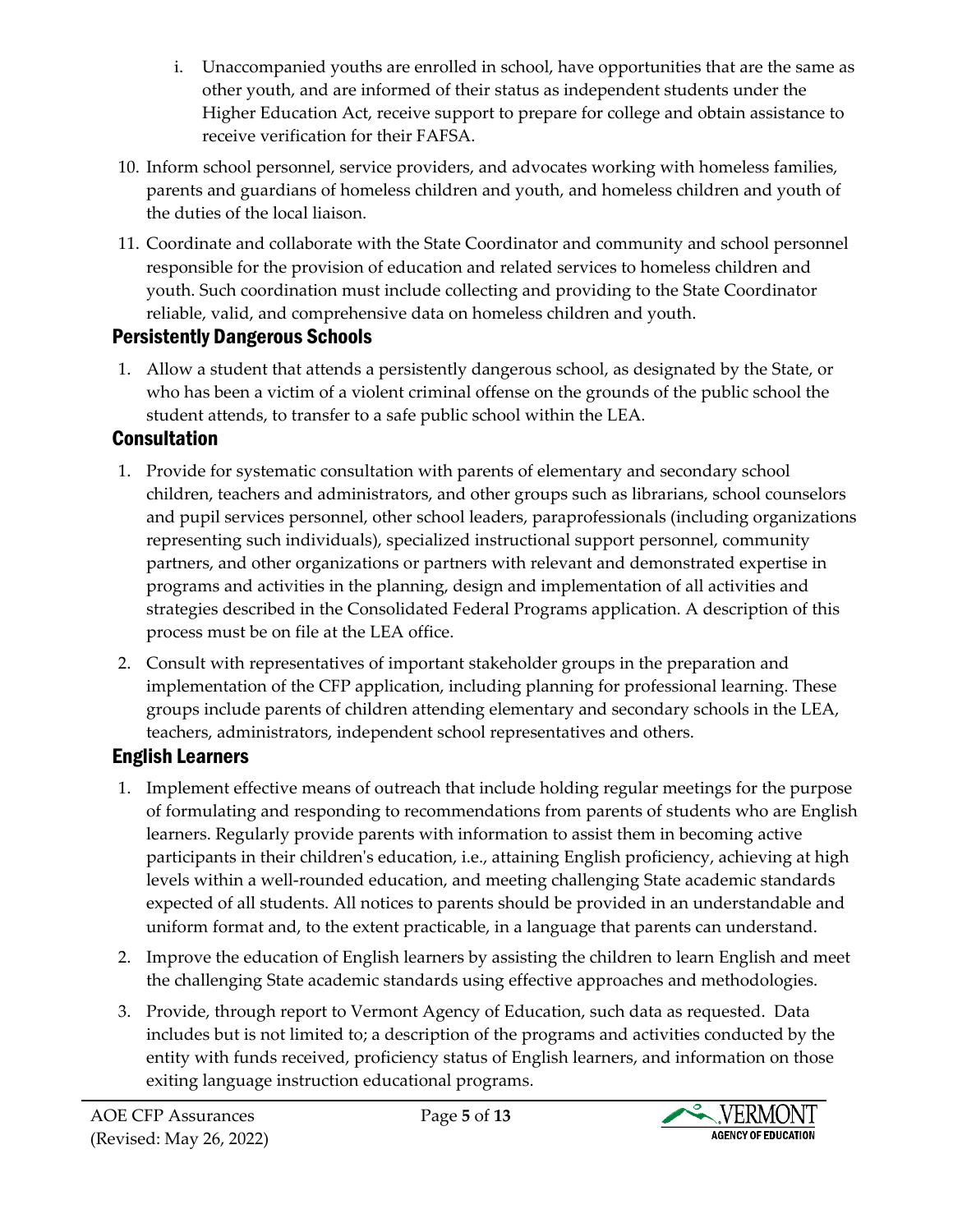i. Unaccompanied youths are enrolled in school, have opportunities that are the same as other youth, and are informed of their status as independent students under the Higher Education Act, receive support to prepare for college and obtain assistance to receive verification for their FAFSA.

10. Inform school personnel, service providers, and advocates working with homeless families, parents and guardians of homeless children and youth, and homeless children and youth of the duties of the local liaison.
11. Coordinate and collaborate with the State Coordinator and community and school personnel responsible for the provision of education and related services to homeless children and youth. Such coordination must include collecting and providing to the State Coordinator reliable, valid, and comprehensive data on homeless children and youth.

## Persistently Dangerous Schools

1. Allow a student that attends a persistently dangerous school, as designated by the State, or who has been a victim of a violent criminal offense on the grounds of the public school the student attends, to transfer to a safe public school within the LEA.

## Consultation

1. Provide for systematic consultation with parents of elementary and secondary school children, teachers and administrators, and other groups such as librarians, school counselors and pupil services personnel, other school leaders, paraprofessionals (including organizations representing such individuals), specialized instructional support personnel, community partners, and other organizations or partners with relevant and demonstrated expertise in programs and activities in the planning, design and implementation of all activities and strategies described in the Consolidated Federal Programs application. A description of this process must be on file at the LEA office.
2. Consult with representatives of important stakeholder groups in the preparation and implementation of the CFP application, including planning for professional learning. These groups include parents of children attending elementary and secondary schools in the LEA, teachers, administrators, independent school representatives and others.

## English Learners

1. Implement effective means of outreach that include holding regular meetings for the purpose of formulating and responding to recommendations from parents of students who are English learners. Regularly provide parents with information to assist them in becoming active participants in their children's education, i.e., attaining English proficiency, achieving at high levels within a well-rounded education, and meeting challenging State academic standards expected of all students. All notices to parents should be provided in an understandable and uniform format and, to the extent practicable, in a language that parents can understand.
2. Improve the education of English learners by assisting the children to learn English and meet the challenging State academic standards using effective approaches and methodologies.
3. Provide, through report to Vermont Agency of Education, such data as requested. Data includes but is not limited to; a description of the programs and activities conducted by the entity with funds received, proficiency status of English learners, and information on those exiting language instruction educational programs.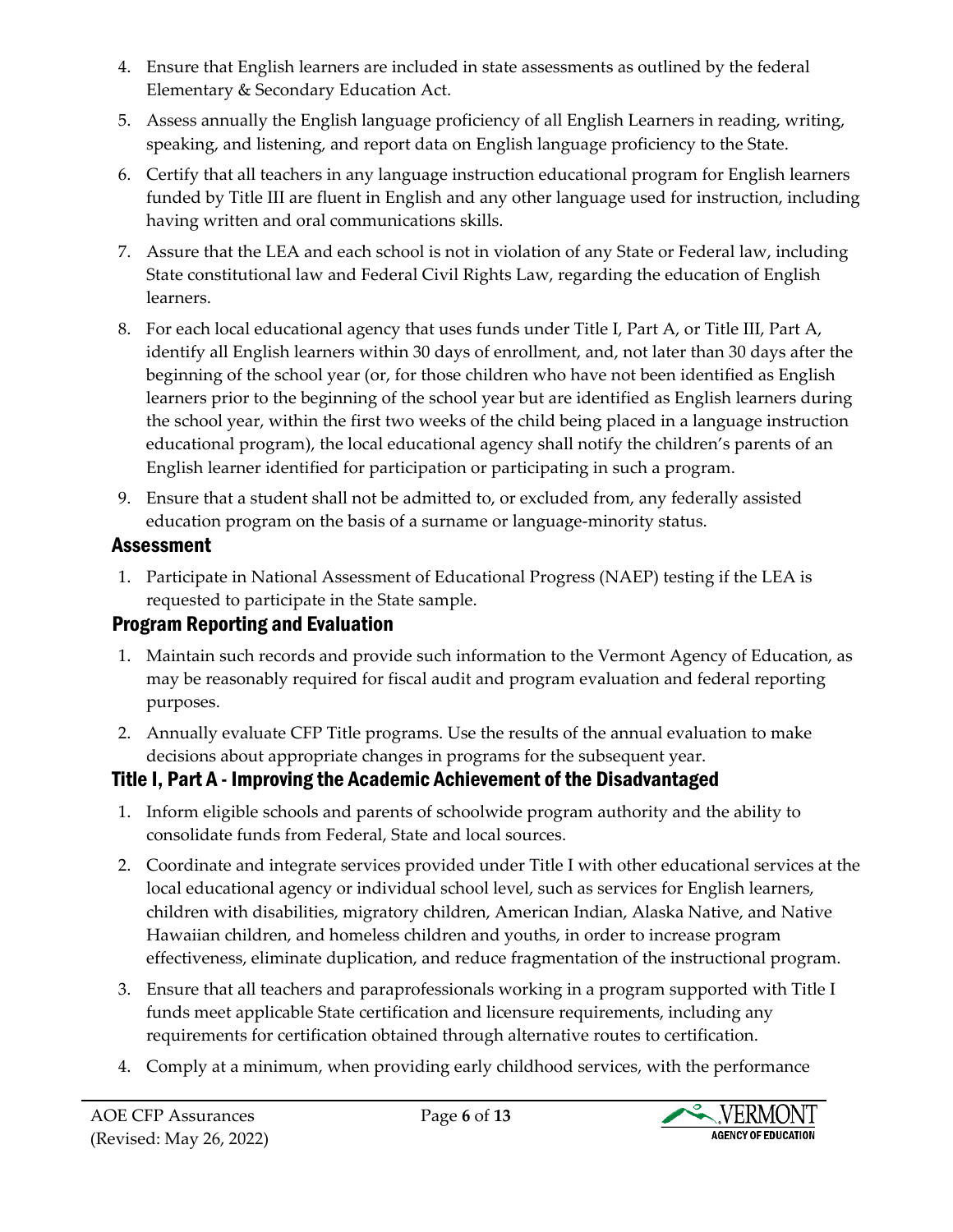4. Ensure that English learners are included in state assessments as outlined by the federal Elementary & Secondary Education Act.
5. Assess annually the English language proficiency of all English Learners in reading, writing, speaking, and listening, and report data on English language proficiency to the State.
6. Certify that all teachers in any language instruction educational program for English learners funded by Title III are fluent in English and any other language used for instruction, including having written and oral communications skills.
7. Assure that the LEA and each school is not in violation of any State or Federal law, including State constitutional law and Federal Civil Rights Law, regarding the education of English learners.
8. For each local educational agency that uses funds under Title I, Part A, or Title III, Part A, identify all English learners within 30 days of enrollment, and, not later than 30 days after the beginning of the school year (or, for those children who have not been identified as English learners prior to the beginning of the school year but are identified as English learners during the school year, within the first two weeks of the child being placed in a language instruction educational program), the local educational agency shall notify the children's parents of an English learner identified for participation or participating in such a program.
9. Ensure that a student shall not be admitted to, or excluded from, any federally assisted education program on the basis of a surname or language-minority status.

### Assessment

1. Participate in National Assessment of Educational Progress (NAEP) testing if the LEA is requested to participate in the State sample.

### Program Reporting and Evaluation

1. Maintain such records and provide such information to the Vermont Agency of Education, as may be reasonably required for fiscal audit and program evaluation and federal reporting purposes.
2. Annually evaluate CFP Title programs. Use the results of the annual evaluation to make decisions about appropriate changes in programs for the subsequent year.

### Title I, Part A - Improving the Academic Achievement of the Disadvantaged

1. Inform eligible schools and parents of schoolwide program authority and the ability to consolidate funds from Federal, State and local sources.
2. Coordinate and integrate services provided under Title I with other educational services at the local educational agency or individual school level, such as services for English learners, children with disabilities, migratory children, American Indian, Alaska Native, and Native Hawaiian children, and homeless children and youths, in order to increase program effectiveness, eliminate duplication, and reduce fragmentation of the instructional program.
3. Ensure that all teachers and paraprofessionals working in a program supported with Title I funds meet applicable State certification and licensure requirements, including any requirements for certification obtained through alternative routes to certification.
4. Comply at a minimum, when providing early childhood services, with the performance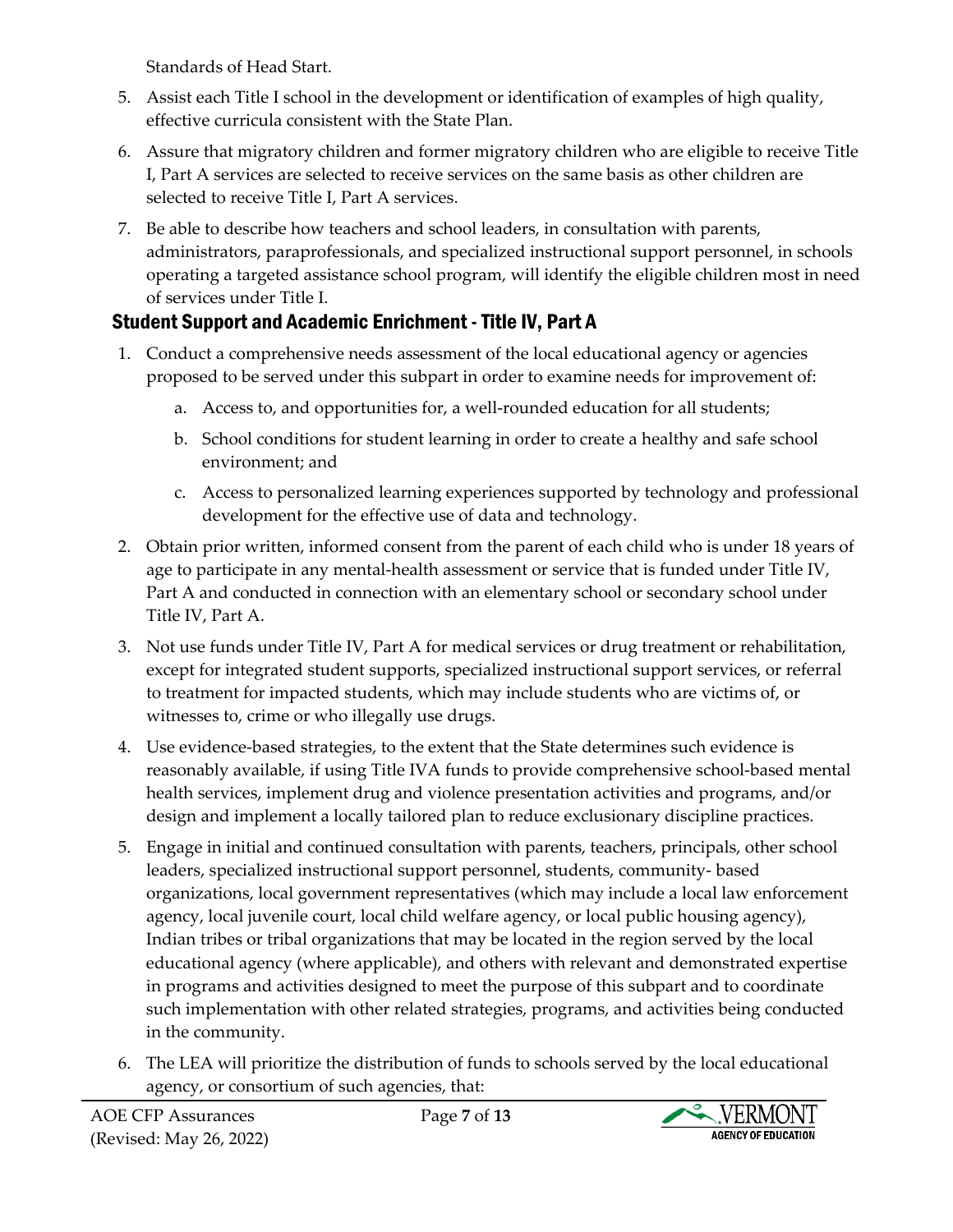Standards of Head Start.

5. Assist each Title I school in the development or identification of examples of high quality, effective curricula consistent with the State Plan.
6. Assure that migratory children and former migratory children who are eligible to receive Title I, Part A services are selected to receive services on the same basis as other children are selected to receive Title I, Part A services.
7. Be able to describe how teachers and school leaders, in consultation with parents, administrators, paraprofessionals, and specialized instructional support personnel, in schools operating a targeted assistance school program, will identify the eligible children most in need of services under Title I.

### Student Support and Academic Enrichment - Title IV, Part A

1. Conduct a comprehensive needs assessment of the local educational agency or agencies proposed to be served under this subpart in order to examine needs for improvement of:
   a. Access to, and opportunities for, a well-rounded education for all students;
   b. School conditions for student learning in order to create a healthy and safe school environment; and
   c. Access to personalized learning experiences supported by technology and professional development for the effective use of data and technology.
2. Obtain prior written, informed consent from the parent of each child who is under 18 years of age to participate in any mental-health assessment or service that is funded under Title IV, Part A and conducted in connection with an elementary school or secondary school under Title IV, Part A.
3. Not use funds under Title IV, Part A for medical services or drug treatment or rehabilitation, except for integrated student supports, specialized instructional support services, or referral to treatment for impacted students, which may include students who are victims of, or witnesses to, crime or who illegally use drugs.
4. Use evidence-based strategies, to the extent that the State determines such evidence is reasonably available, if using Title IVA funds to provide comprehensive school-based mental health services, implement drug and violence presentation activities and programs, and/or design and implement a locally tailored plan to reduce exclusionary discipline practices.
5. Engage in initial and continued consultation with parents, teachers, principals, other school leaders, specialized instructional support personnel, students, community- based organizations, local government representatives (which may include a local law enforcement agency, local juvenile court, local child welfare agency, or local public housing agency), Indian tribes or tribal organizations that may be located in the region served by the local educational agency (where applicable), and others with relevant and demonstrated expertise in programs and activities designed to meet the purpose of this subpart and to coordinate such implementation with other related strategies, programs, and activities being conducted in the community.
6. The LEA will prioritize the distribution of funds to schools served by the local educational agency, or consortium of such agencies, that: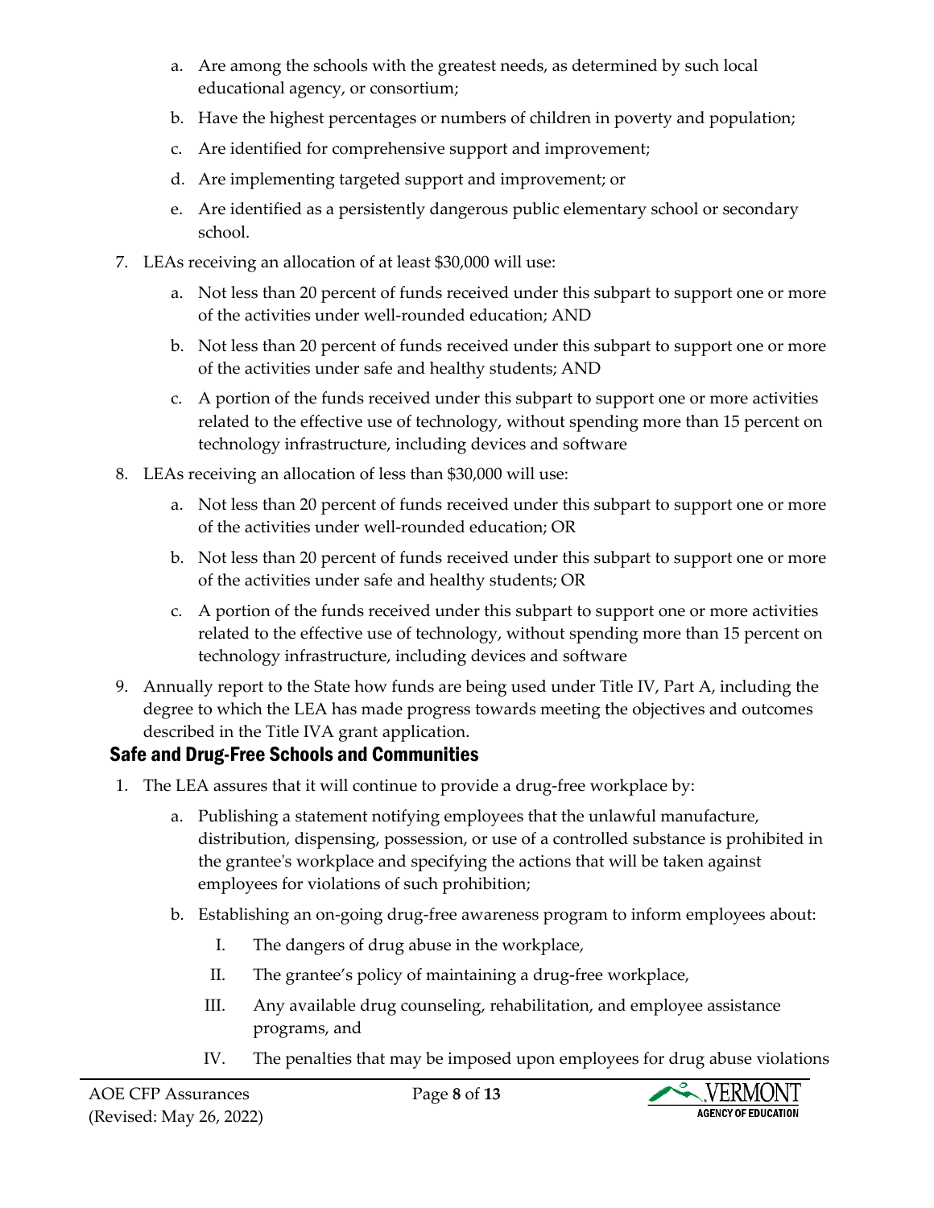a. Are among the schools with the greatest needs, as determined by such local educational agency, or consortium;
   b. Have the highest percentages or numbers of children in poverty and population;
   c. Are identified for comprehensive support and improvement;
   d. Are implementing targeted support and improvement; or
   e. Are identified as a persistently dangerous public elementary school or secondary school.
7. LEAs receiving an allocation of at least $30,000 will use:
   a. Not less than 20 percent of funds received under this subpart to support one or more of the activities under well-rounded education; AND
   b. Not less than 20 percent of funds received under this subpart to support one or more of the activities under safe and healthy students; AND
   c. A portion of the funds received under this subpart to support one or more activities related to the effective use of technology, without spending more than 15 percent on technology infrastructure, including devices and software
8. LEAs receiving an allocation of less than $30,000 will use:
   a. Not less than 20 percent of funds received under this subpart to support one or more of the activities under well-rounded education; OR
   b. Not less than 20 percent of funds received under this subpart to support one or more of the activities under safe and healthy students; OR
   c. A portion of the funds received under this subpart to support one or more activities related to the effective use of technology, without spending more than 15 percent on technology infrastructure, including devices and software
9. Annually report to the State how funds are being used under Title IV, Part A, including the degree to which the LEA has made progress towards meeting the objectives and outcomes described in the Title IVA grant application.

## Safe and Drug-Free Schools and Communities

1. The LEA assures that it will continue to provide a drug-free workplace by:
   a. Publishing a statement notifying employees that the unlawful manufacture, distribution, dispensing, possession, or use of a controlled substance is prohibited in the grantee's workplace and specifying the actions that will be taken against employees for violations of such prohibition;
   b. Establishing an on-going drug-free awareness program to inform employees about:
      I. The dangers of drug abuse in the workplace,
      II. The grantee's policy of maintaining a drug-free workplace,
      III. Any available drug counseling, rehabilitation, and employee assistance programs, and
      IV. The penalties that may be imposed upon employees for drug abuse violations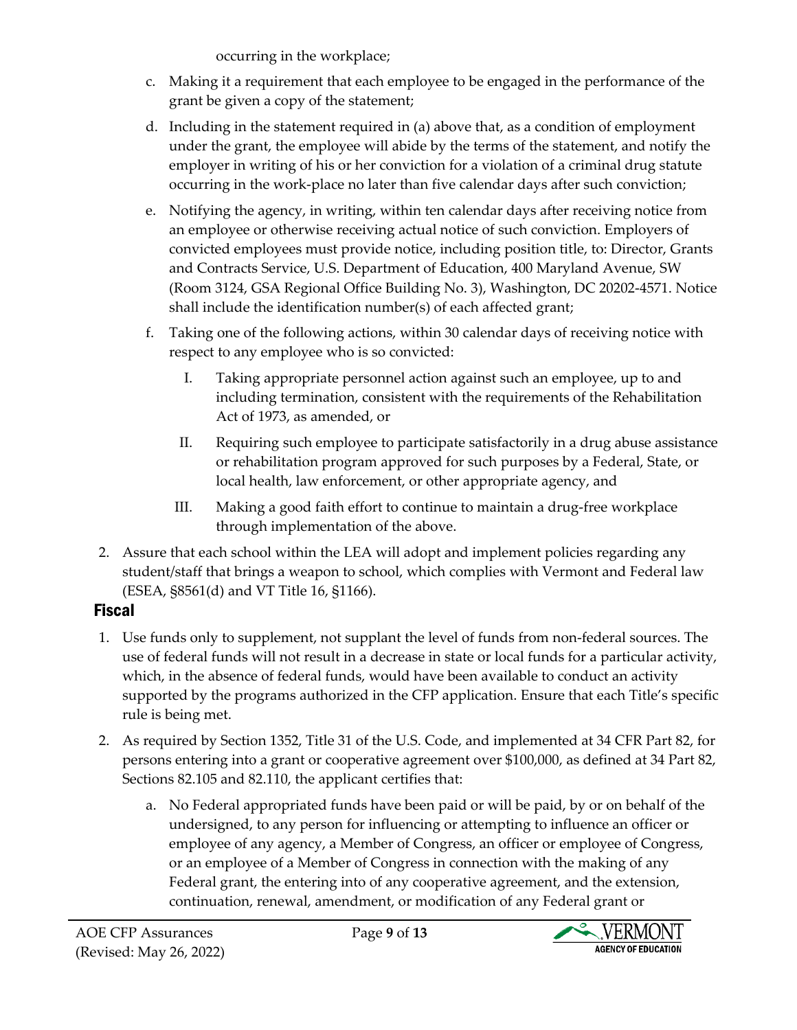occurring in the workplace;

c. Making it a requirement that each employee to be engaged in the performance of the grant be given a copy of the statement;
d. Including in the statement required in (a) above that, as a condition of employment under the grant, the employee will abide by the terms of the statement, and notify the employer in writing of his or her conviction for a violation of a criminal drug statute occurring in the work-place no later than five calendar days after such conviction;
e. Notifying the agency, in writing, within ten calendar days after receiving notice from an employee or otherwise receiving actual notice of such conviction. Employers of convicted employees must provide notice, including position title, to: Director, Grants and Contracts Service, U.S. Department of Education, 400 Maryland Avenue, SW (Room 3124, GSA Regional Office Building No. 3), Washington, DC 20202-4571. Notice shall include the identification number(s) of each affected grant;
f. Taking one of the following actions, within 30 calendar days of receiving notice with respect to any employee who is so convicted:
    I. Taking appropriate personnel action against such an employee, up to and including termination, consistent with the requirements of the Rehabilitation Act of 1973, as amended, or
    II. Requiring such employee to participate satisfactorily in a drug abuse assistance or rehabilitation program approved for such purposes by a Federal, State, or local health, law enforcement, or other appropriate agency, and
    III. Making a good faith effort to continue to maintain a drug-free workplace through implementation of the above.

2. Assure that each school within the LEA will adopt and implement policies regarding any student/staff that brings a weapon to school, which complies with Vermont and Federal law (ESEA, §8561(d) and VT Title 16, §1166).

## Fiscal

1. Use funds only to supplement, not supplant the level of funds from non-federal sources. The use of federal funds will not result in a decrease in state or local funds for a particular activity, which, in the absence of federal funds, would have been available to conduct an activity supported by the programs authorized in the CFP application. Ensure that each Title's specific rule is being met.
2. As required by Section 1352, Title 31 of the U.S. Code, and implemented at 34 CFR Part 82, for persons entering into a grant or cooperative agreement over $100,000, as defined at 34 Part 82, Sections 82.105 and 82.110, the applicant certifies that:
    a. No Federal appropriated funds have been paid or will be paid, by or on behalf of the undersigned, to any person for influencing or attempting to influence an officer or employee of any agency, a Member of Congress, an officer or employee of Congress, or an employee of a Member of Congress in connection with the making of any Federal grant, the entering into of any cooperative agreement, and the extension, continuation, renewal, amendment, or modification of any Federal grant or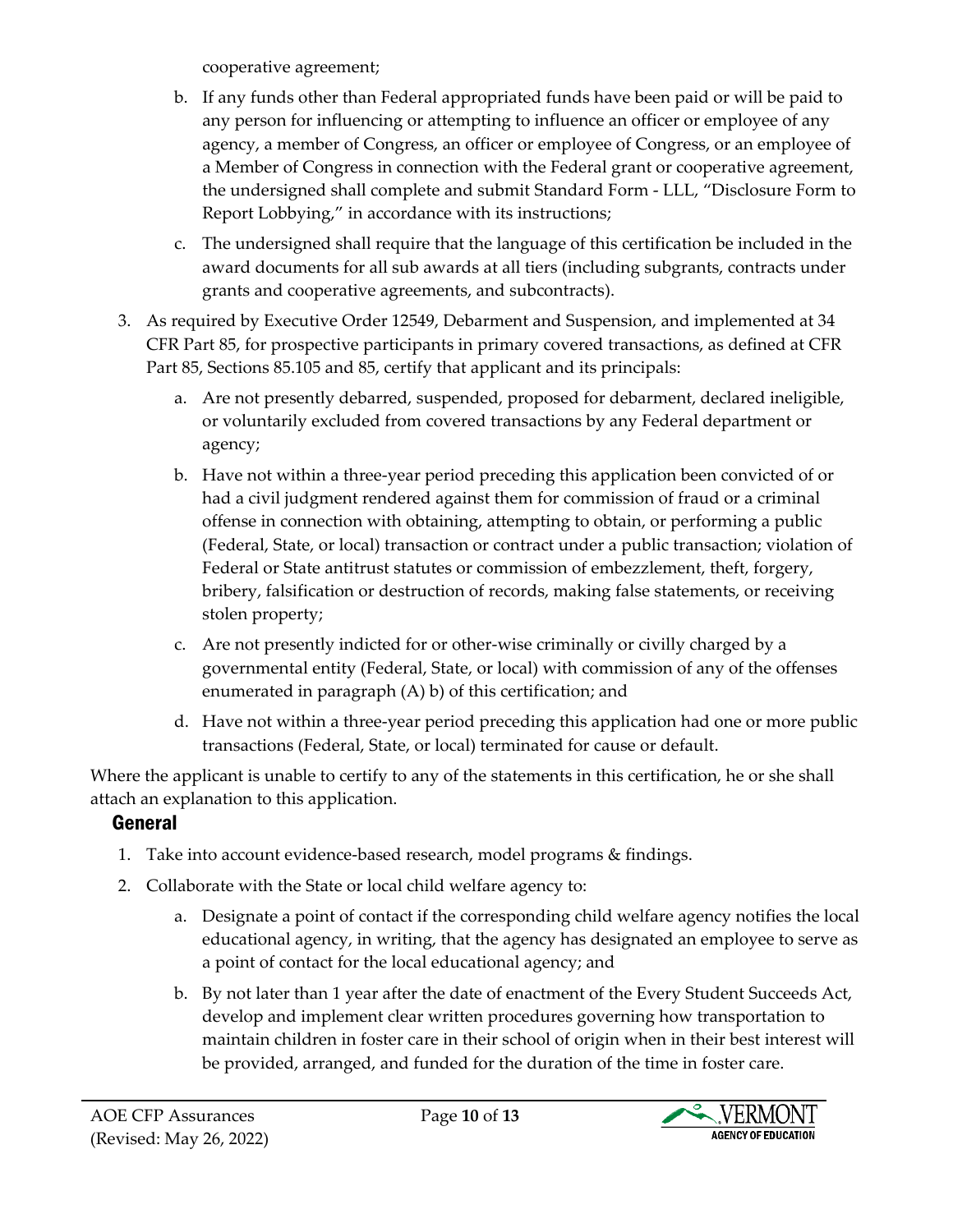cooperative agreement;

b. If any funds other than Federal appropriated funds have been paid or will be paid to any person for influencing or attempting to influence an officer or employee of any agency, a member of Congress, an officer or employee of Congress, or an employee of a Member of Congress in connection with the Federal grant or cooperative agreement, the undersigned shall complete and submit Standard Form - LLL, "Disclosure Form to Report Lobbying," in accordance with its instructions;

c. The undersigned shall require that the language of this certification be included in the award documents for all sub awards at all tiers (including subgrants, contracts under grants and cooperative agreements, and subcontracts).

3. As required by Executive Order 12549, Debarment and Suspension, and implemented at 34 CFR Part 85, for prospective participants in primary covered transactions, as defined at CFR Part 85, Sections 85.105 and 85, certify that applicant and its principals:

   a. Are not presently debarred, suspended, proposed for debarment, declared ineligible, or voluntarily excluded from covered transactions by any Federal department or agency;

   b. Have not within a three-year period preceding this application been convicted of or had a civil judgment rendered against them for commission of fraud or a criminal offense in connection with obtaining, attempting to obtain, or performing a public (Federal, State, or local) transaction or contract under a public transaction; violation of Federal or State antitrust statutes or commission of embezzlement, theft, forgery, bribery, falsification or destruction of records, making false statements, or receiving stolen property;

   c. Are not presently indicted for or other-wise criminally or civilly charged by a governmental entity (Federal, State, or local) with commission of any of the offenses enumerated in paragraph (A) b) of this certification; and

   d. Have not within a three-year period preceding this application had one or more public transactions (Federal, State, or local) terminated for cause or default.

Where the applicant is unable to certify to any of the statements in this certification, he or she shall attach an explanation to this application.

## General

1. Take into account evidence-based research, model programs & findings.
2. Collaborate with the State or local child welfare agency to:
   a. Designate a point of contact if the corresponding child welfare agency notifies the local educational agency, in writing, that the agency has designated an employee to serve as a point of contact for the local educational agency; and
   b. By not later than 1 year after the date of enactment of the Every Student Succeeds Act, develop and implement clear written procedures governing how transportation to maintain children in foster care in their school of origin when in their best interest will be provided, arranged, and funded for the duration of the time in foster care.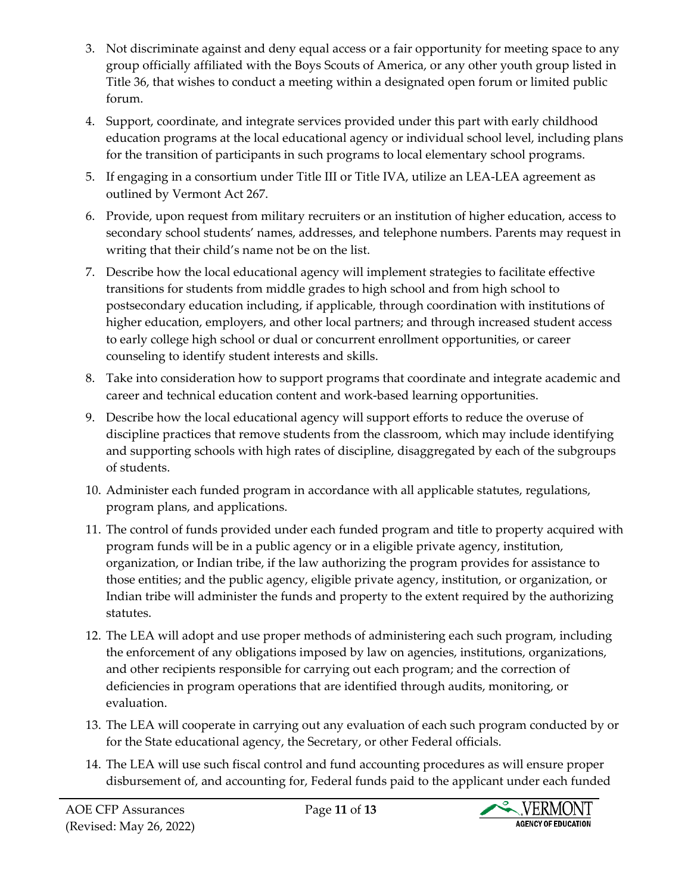3. Not discriminate against and deny equal access or a fair opportunity for meeting space to any group officially affiliated with the Boys Scouts of America, or any other youth group listed in Title 36, that wishes to conduct a meeting within a designated open forum or limited public forum.
4. Support, coordinate, and integrate services provided under this part with early childhood education programs at the local educational agency or individual school level, including plans for the transition of participants in such programs to local elementary school programs.
5. If engaging in a consortium under Title III or Title IVA, utilize an LEA-LEA agreement as outlined by Vermont Act 267.
6. Provide, upon request from military recruiters or an institution of higher education, access to secondary school students' names, addresses, and telephone numbers. Parents may request in writing that their child's name not be on the list.
7. Describe how the local educational agency will implement strategies to facilitate effective transitions for students from middle grades to high school and from high school to postsecondary education including, if applicable, through coordination with institutions of higher education, employers, and other local partners; and through increased student access to early college high school or dual or concurrent enrollment opportunities, or career counseling to identify student interests and skills.
8. Take into consideration how to support programs that coordinate and integrate academic and career and technical education content and work-based learning opportunities.
9. Describe how the local educational agency will support efforts to reduce the overuse of discipline practices that remove students from the classroom, which may include identifying and supporting schools with high rates of discipline, disaggregated by each of the subgroups of students.
10. Administer each funded program in accordance with all applicable statutes, regulations, program plans, and applications.
11. The control of funds provided under each funded program and title to property acquired with program funds will be in a public agency or in a eligible private agency, institution, organization, or Indian tribe, if the law authorizing the program provides for assistance to those entities; and the public agency, eligible private agency, institution, or organization, or Indian tribe will administer the funds and property to the extent required by the authorizing statutes.
12. The LEA will adopt and use proper methods of administering each such program, including the enforcement of any obligations imposed by law on agencies, institutions, organizations, and other recipients responsible for carrying out each program; and the correction of deficiencies in program operations that are identified through audits, monitoring, or evaluation.
13. The LEA will cooperate in carrying out any evaluation of each such program conducted by or for the State educational agency, the Secretary, or other Federal officials.
14. The LEA will use such fiscal control and fund accounting procedures as will ensure proper disbursement of, and accounting for, Federal funds paid to the applicant under each funded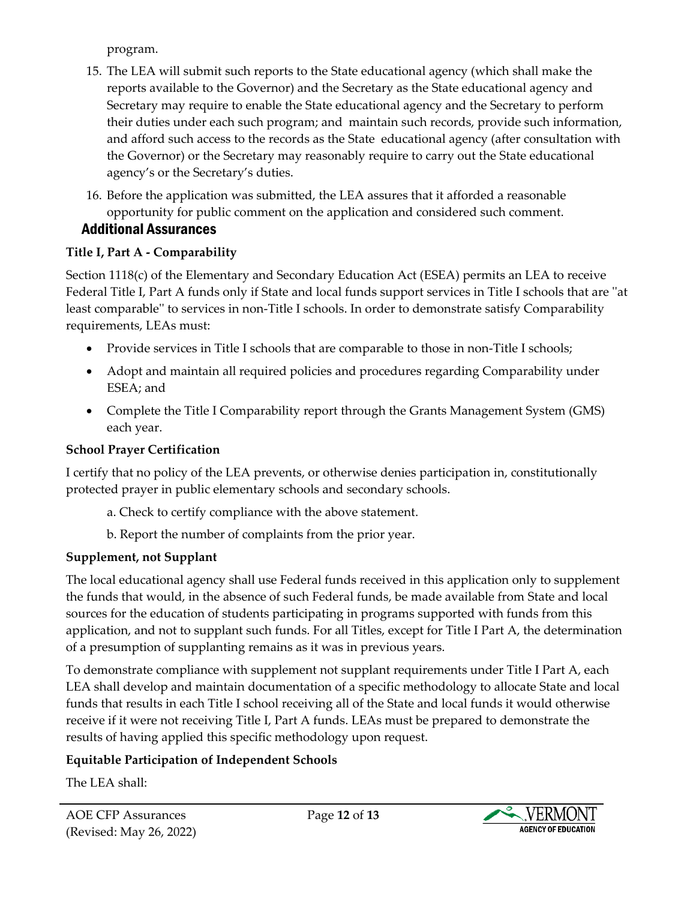program.

15. The LEA will submit such reports to the State educational agency (which shall make the reports available to the Governor) and the Secretary as the State educational agency and Secretary may require to enable the State educational agency and the Secretary to perform their duties under each such program; and maintain such records, provide such information, and afford such access to the records as the State educational agency (after consultation with the Governor) or the Secretary may reasonably require to carry out the State educational agency's or the Secretary's duties.
16. Before the application was submitted, the LEA assures that it afforded a reasonable opportunity for public comment on the application and considered such comment.

## Additional Assurances

**Title I, Part A - Comparability**

Section 1118(c) of the Elementary and Secondary Education Act (ESEA) permits an LEA to receive Federal Title I, Part A funds only if State and local funds support services in Title I schools that are ''at least comparable'' to services in non-Title I schools. In order to demonstrate satisfy Comparability requirements, LEAs must:

- Provide services in Title I schools that are comparable to those in non-Title I schools;
- Adopt and maintain all required policies and procedures regarding Comparability under ESEA; and
- Complete the Title I Comparability report through the Grants Management System (GMS) each year.

**School Prayer Certification**

I certify that no policy of the LEA prevents, or otherwise denies participation in, constitutionally protected prayer in public elementary schools and secondary schools.

a. Check to certify compliance with the above statement.

b. Report the number of complaints from the prior year.

**Supplement, not Supplant**

The local educational agency shall use Federal funds received in this application only to supplement the funds that would, in the absence of such Federal funds, be made available from State and local sources for the education of students participating in programs supported with funds from this application, and not to supplant such funds. For all Titles, except for Title I Part A, the determination of a presumption of supplanting remains as it was in previous years.

To demonstrate compliance with supplement not supplant requirements under Title I Part A, each LEA shall develop and maintain documentation of a specific methodology to allocate State and local funds that results in each Title I school receiving all of the State and local funds it would otherwise receive if it were not receiving Title I, Part A funds. LEAs must be prepared to demonstrate the results of having applied this specific methodology upon request.

**Equitable Participation of Independent Schools**

The LEA shall: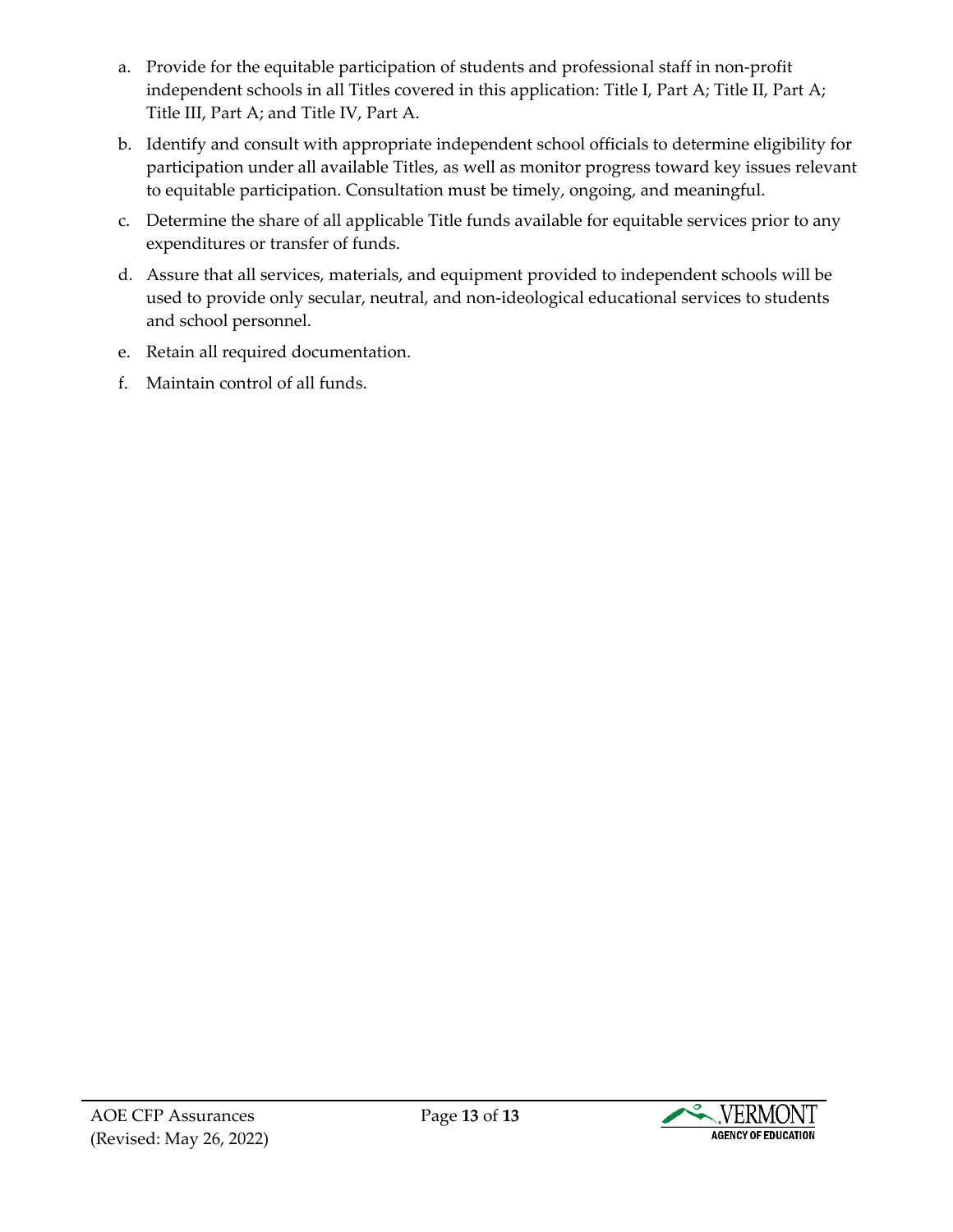a. Provide for the equitable participation of students and professional staff in non-profit independent schools in all Titles covered in this application: Title I, Part A; Title II, Part A; Title III, Part A; and Title IV, Part A.
b. Identify and consult with appropriate independent school officials to determine eligibility for participation under all available Titles, as well as monitor progress toward key issues relevant to equitable participation. Consultation must be timely, ongoing, and meaningful.
c. Determine the share of all applicable Title funds available for equitable services prior to any expenditures or transfer of funds.
d. Assure that all services, materials, and equipment provided to independent schools will be used to provide only secular, neutral, and non-ideological educational services to students and school personnel.
e. Retain all required documentation.
f. Maintain control of all funds.